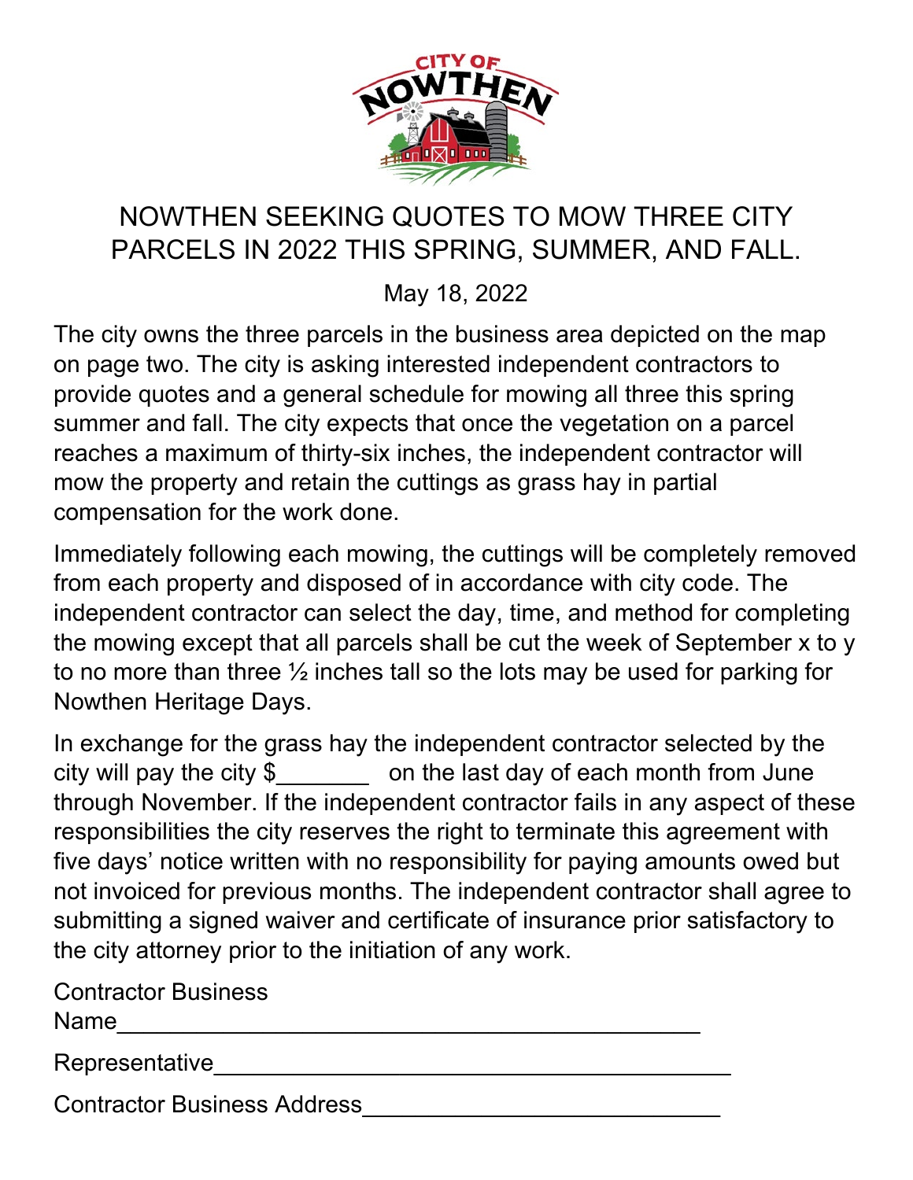# NOWTHEN SEEKING QUOTES TO MOW THREE CITY PARCELS IN 2022 THIS SPRING, SUMMER, AND FALL.

May 18, 2022

The city owns the three parcels in the business area depicted on the map on page two. The city is asking interested independent contractors to provide quotes and a general schedule for mowing all three this spring summer and fall. The city expects that once the vegetation on a parcel reaches a maximum of thirty-six inches, the independent contractor will mow the property and retain the cuttings as grass hay in partial compensation for the work done.

Immediately following each mowing, the cuttings will be completely removed from each property and disposed of in accordance with city code. The independent contractor can select the day, time, and method for completing the mowing except that all parcels shall be cut the week of September x to y to no more than three ½ inches tall so the lots may be used for parking for Nowthen Heritage Days.

In exchange for the grass hay the independent contractor selected by the city will pay the city $_______ on the last day of each month from June through November. If the independent contractor fails in any aspect of these responsibilities the city reserves the right to terminate this agreement with five days' notice written with no responsibility for paying amounts owed but not invoiced for previous months. The independent contractor shall agree to submitting a signed waiver and certificate of insurance prior satisfactory to the city attorney prior to the initiation of any work.

Contractor Business Name_____________________________________________

Representative_________________________________________

Contractor Business Address___________________________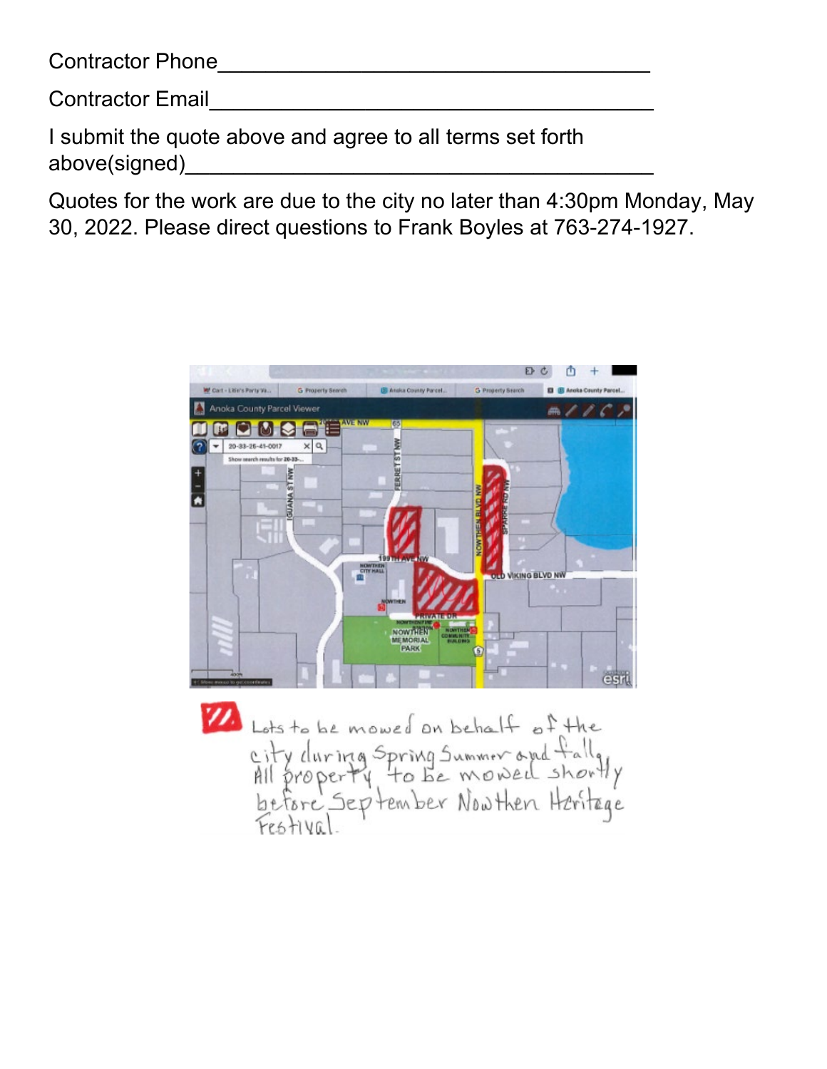Contractor Phone_______________________________________

Contractor Email_______________________________________

I submit the quote above and agree to all terms set forth above(signed)_______________________________________

Quotes for the work are due to the city no later than 4:30pm Monday, May 30, 2022. Please direct questions to Frank Boyles at 763-274-1927.

Lots to be mowed on behalf of the city during Spring Summer and fall. All property to be mowed shortly before September Nowthen Heritage Festival.